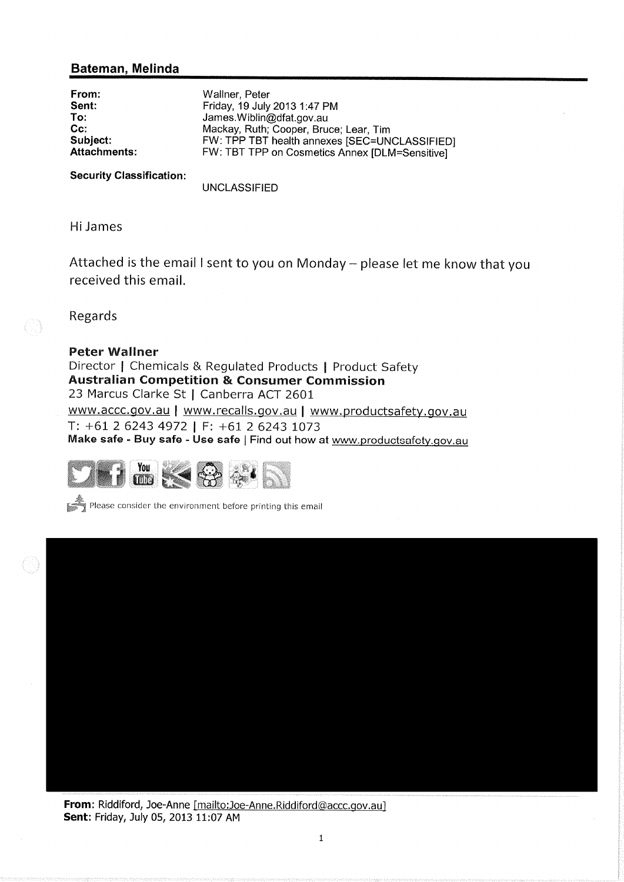## Bateman, Melinda

| | |
|---|---|
| **From:** | Wallner, Peter |
| **Sent:** | Friday, 19 July 2013 1:47 PM |
| **To:** | James.Wiblin@dfat.gov.au |
| **Cc:** | Mackay, Ruth; Cooper, Bruce; Lear, Tim |
| **Subject:** | FW: TPP TBT health annexes [SEC=UNCLASSIFIED] |
| **Attachments:** | FW: TBT TPP on Cosmetics Annex [DLM=Sensitive] |

**Security Classification:**
UNCLASSIFIED

Hi James

Attached is the email I sent to you on Monday – please let me know that you received this email.

Regards

**Peter Wallner**
Director | Chemicals & Regulated Products | Product Safety
**Australian Competition & Consumer Commission**
23 Marcus Clarke St | Canberra ACT 2601
www.accc.gov.au | www.recalls.gov.au | www.productsafety.gov.au
T: +61 2 6243 4972 | F: +61 2 6243 1073
**Make safe - Buy safe - Use safe** | Find out how at www.productsafety.gov.au

Please consider the environment before printing this email

**From:** Riddiford, Joe-Anne [mailto:Joe-Anne.Riddiford@accc.gov.au]
**Sent:** Friday, July 05, 2013 11:07 AM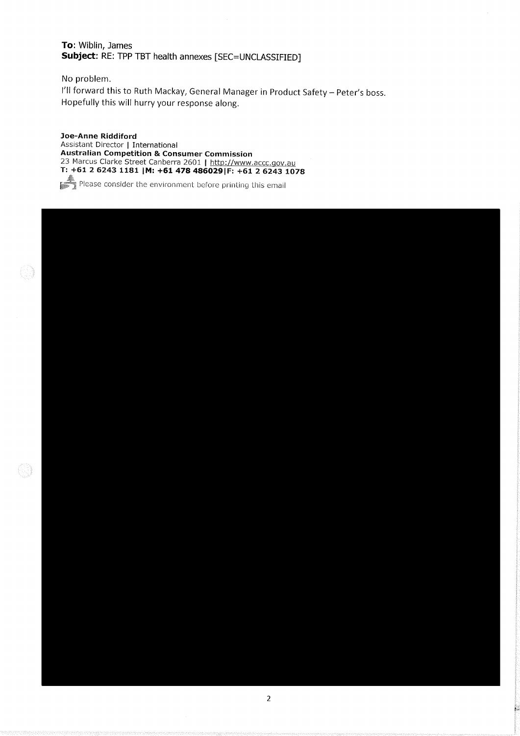**To**: Wiblin, James
**Subject**: RE: TPP TBT health annexes [SEC=UNCLASSIFIED]

No problem.

I'll forward this to Ruth Mackay, General Manager in Product Safety – Peter's boss. Hopefully this will hurry your response along.

**Joe-Anne Riddiford**
Assistant Director | International
**Australian Competition & Consumer Commission**
23 Marcus Clarke Street Canberra 2601 | http://www.accc.gov.au
**T: +61 2 6243 1181 |M: +61 478 486029|F: +61 2 6243 1078**

Please consider the environment before printing this email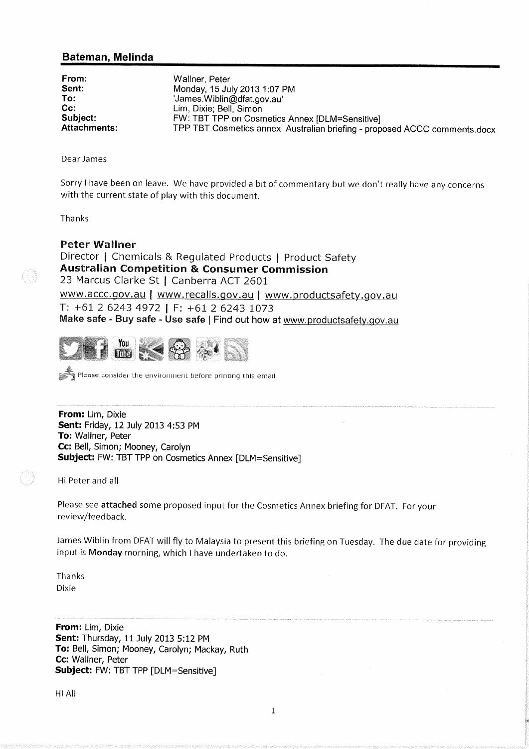## Bateman, Melinda

| | |
|---|---|
| **From:** | Wallner, Peter |
| **Sent:** | Monday, 15 July 2013 1:07 PM |
| **To:** | 'James.Wiblin@dfat.gov.au' |
| **Cc:** | Lim, Dixie; Bell, Simon |
| **Subject:** | FW: TBT TPP on Cosmetics Annex [DLM=Sensitive] |
| **Attachments:** | TPP TBT Cosmetics annex Australian briefing - proposed ACCC comments.docx |

Dear James

Sorry I have been on leave. We have provided a bit of commentary but we don't really have any concerns with the current state of play with this document.

Thanks

**Peter Wallner**
Director | Chemicals & Regulated Products | Product Safety
**Australian Competition & Consumer Commission**
23 Marcus Clarke St | Canberra ACT 2601
www.accc.gov.au | www.recalls.gov.au | www.productsafety.gov.au
T: +61 2 6243 4972 | F: +61 2 6243 1073
**Make safe - Buy safe - Use safe** | Find out how at www.productsafety.gov.au

Please consider the environment before printing this email

---

**From:** Lim, Dixie
**Sent:** Friday, 12 July 2013 4:53 PM
**To:** Wallner, Peter
**Cc:** Bell, Simon; Mooney, Carolyn
**Subject:** FW: TBT TPP on Cosmetics Annex [DLM=Sensitive]

Hi Peter and all

Please see **attached** some proposed input for the Cosmetics Annex briefing for DFAT. For your review/feedback.

James Wiblin from DFAT will fly to Malaysia to present this briefing on Tuesday. The due date for providing input is **Monday** morning, which I have undertaken to do.

Thanks
Dixie

---

**From:** Lim, Dixie
**Sent:** Thursday, 11 July 2013 5:12 PM
**To:** Bell, Simon; Mooney, Carolyn; Mackay, Ruth
**Cc:** Wallner, Peter
**Subject:** FW: TBT TPP [DLM=Sensitive]

HI All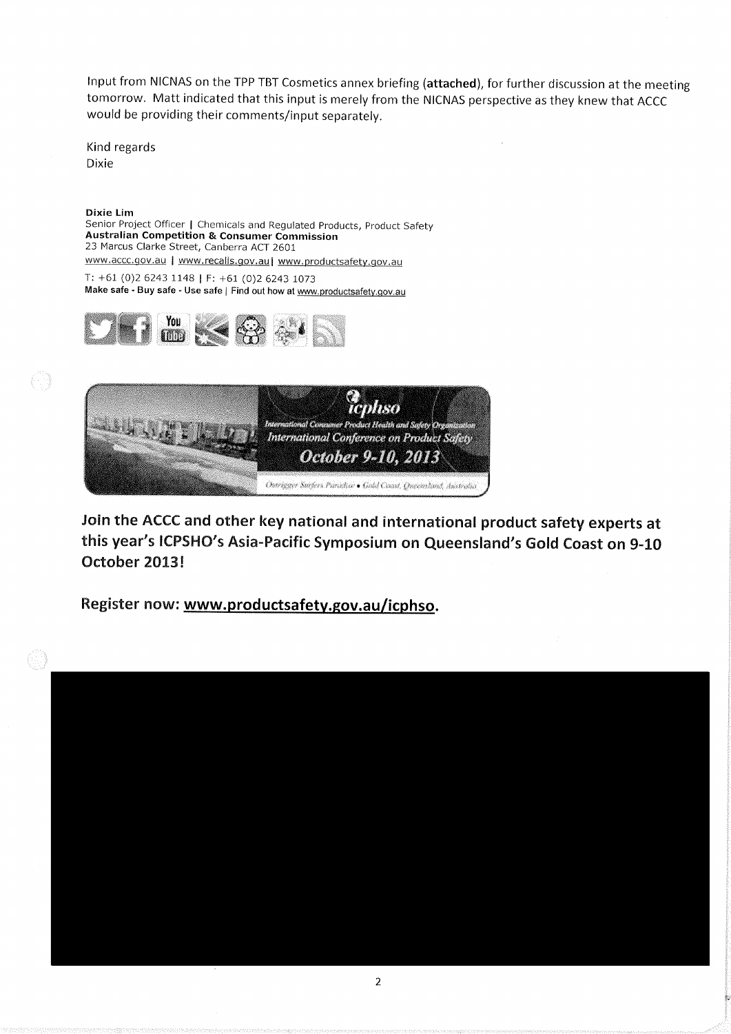Input from NICNAS on the TPP TBT Cosmetics annex briefing (**attached**), for further discussion at the meeting tomorrow. Matt indicated that this input is merely from the NICNAS perspective as they knew that ACCC would be providing their comments/input separately.

Kind regards
Dixie

**Dixie Lim**
Senior Project Officer | Chemicals and Regulated Products, Product Safety
**Australian Competition & Consumer Commission**
23 Marcus Clarke Street, Canberra ACT 2601
www.accc.gov.au | www.recalls.gov.au | www.productsafety.gov.au

T: +61 (0)2 6243 1148 | F: +61 (0)2 6243 1073
**Make safe - Buy safe - Use safe** | Find out how at www.productsafety.gov.au

**Join the ACCC and other key national and international product safety experts at this year's ICPSHO's Asia-Pacific Symposium on Queensland's Gold Coast on 9-10 October 2013!**

**Register now: www.productsafety.gov.au/icphso.**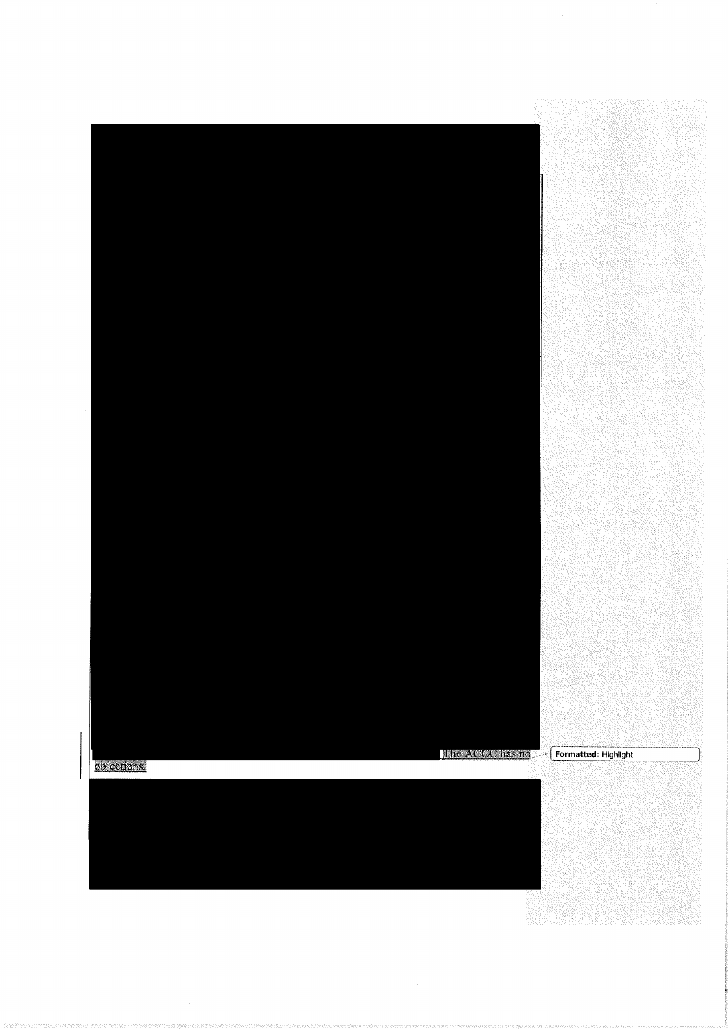The ACCC has no objections.

Formatted: Highlight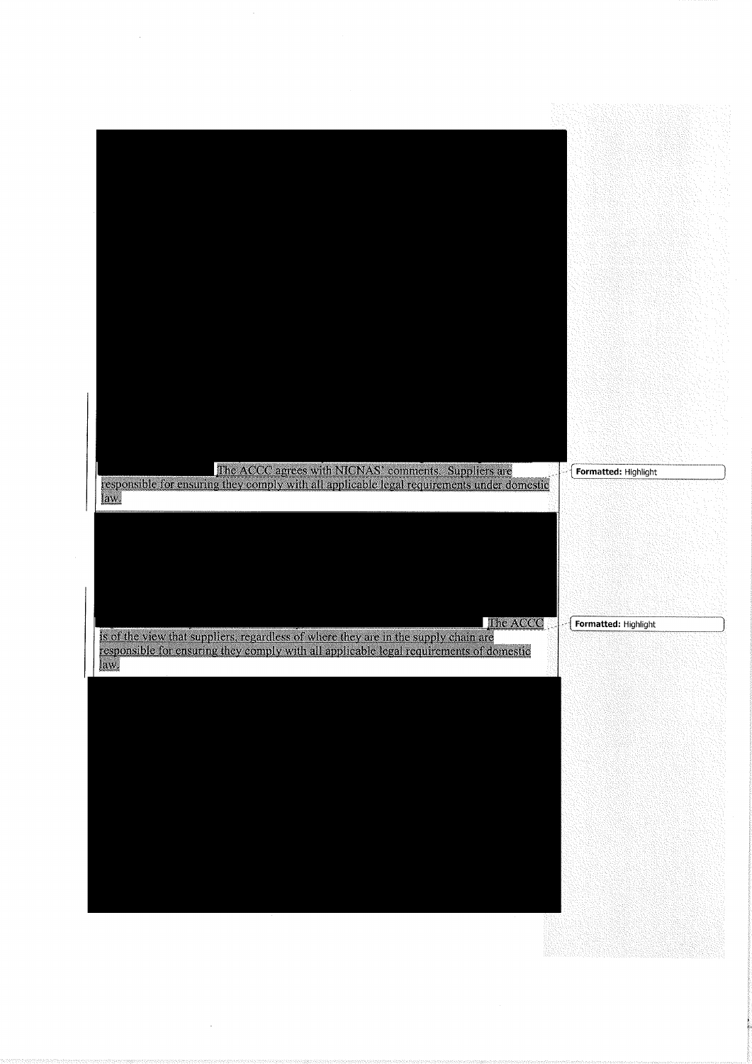The ACCC agrees with NICNAS' comments. Suppliers are responsible for ensuring they comply with all applicable legal requirements under domestic law.

The ACCC is of the view that suppliers, regardless of where they are in the supply chain are responsible for ensuring they comply with all applicable legal requirements of domestic law.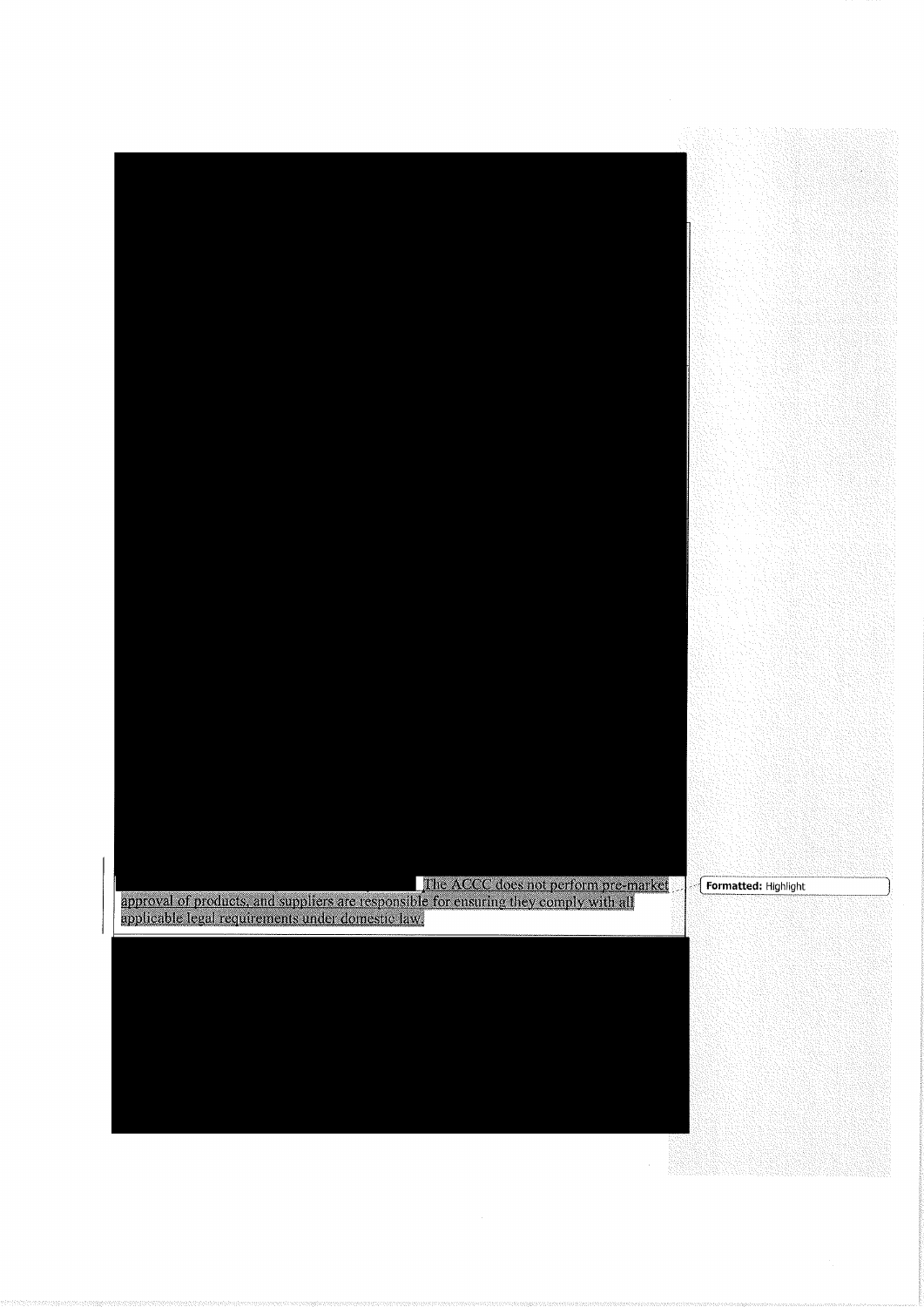The ACCC does not perform pre-market approval of products, and suppliers are responsible for ensuring they comply with all applicable legal requirements under domestic law.

Formatted: Highlight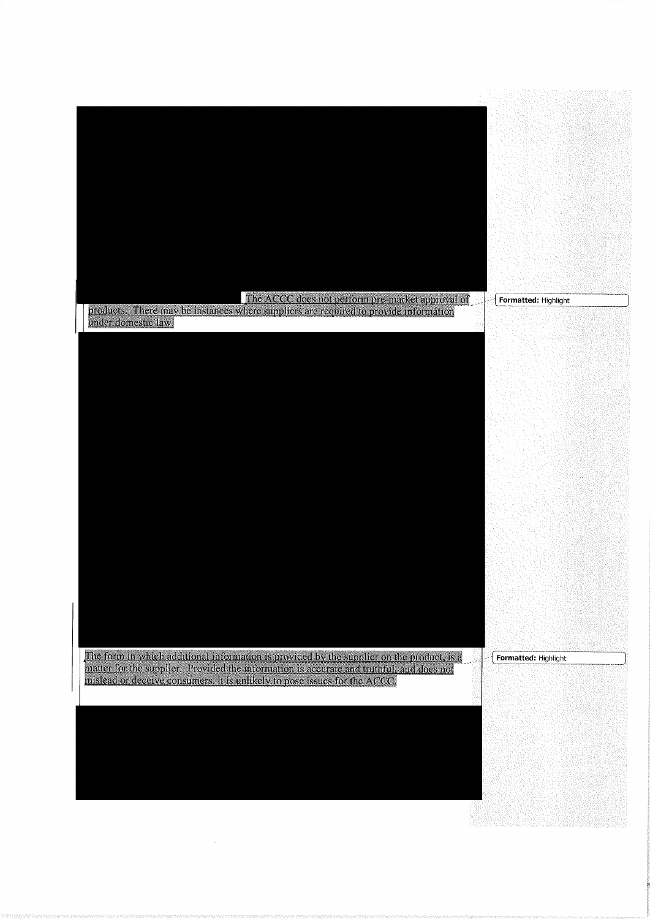The ACCC does not perform pre-market approval of products. There may be instances where suppliers are required to provide information under domestic law.

The form in which additional information is provided by the supplier on the product, is a matter for the supplier. Provided the information is accurate and truthful, and does not mislead or deceive consumers, it is unlikely to pose issues for the ACCC.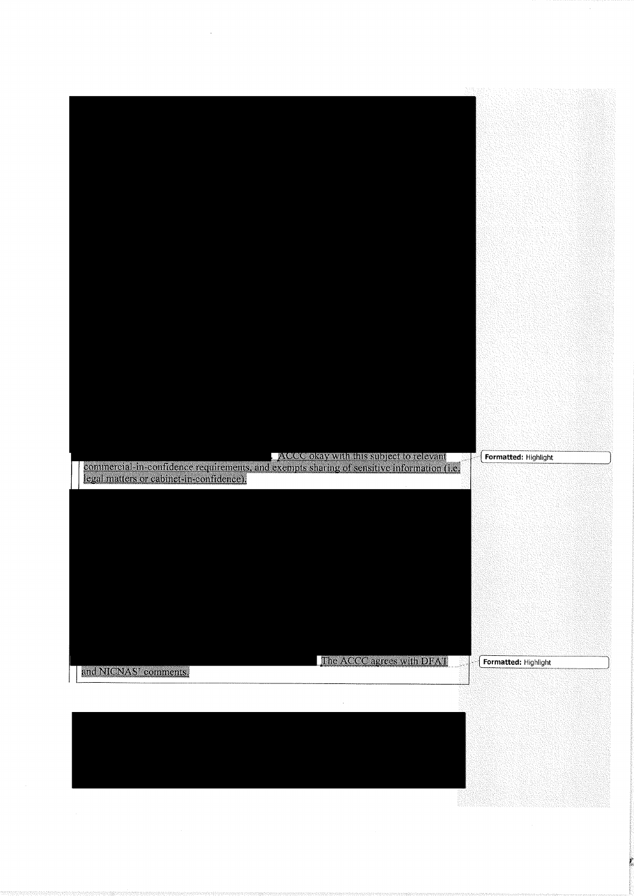. ACCC okay with this subject to relevant commercial-in-confidence requirements, and exempts sharing of sensitive information (i.e. legal matters or cabinet-in-confidence).

Formatted: Highlight

The ACCC agrees with DFAT and NICNAS' comments.

Formatted: Highlight